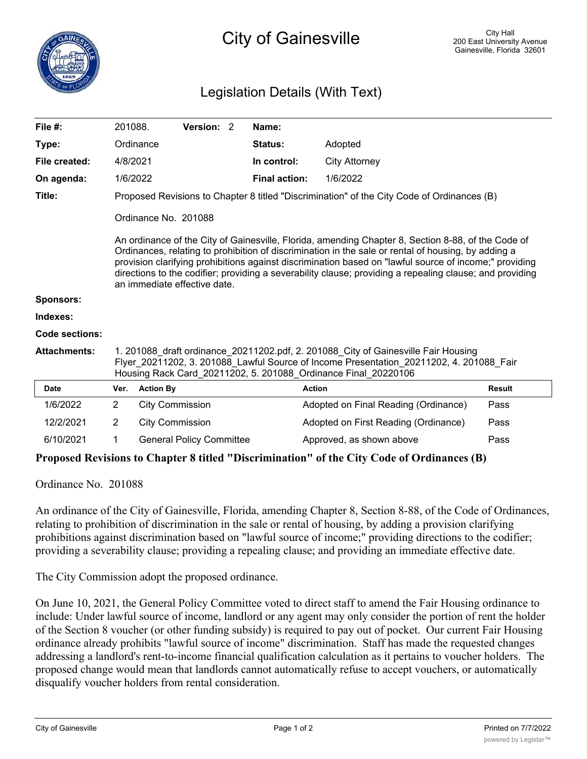# City of Gainesville

City Hall
200 East University Avenue
Gainesville, Florida 32601

## Legislation Details (With Text)

| | | | | | |
|---|---|---|---|---|---|
| **File #:** | 201088. | **Version:** 2 | | **Name:** | |
| **Type:** | Ordinance | | | **Status:** | Adopted |
| **File created:** | 4/8/2021 | | | **In control:** | City Attorney |
| **On agenda:** | 1/6/2022 | | | **Final action:** | 1/6/2022 |

**Title:** Proposed Revisions to Chapter 8 titled "Discrimination" of the City Code of Ordinances (B)

Ordinance No. 201088

An ordinance of the City of Gainesville, Florida, amending Chapter 8, Section 8-88, of the Code of Ordinances, relating to prohibition of discrimination in the sale or rental of housing, by adding a provision clarifying prohibitions against discrimination based on "lawful source of income;" providing directions to the codifier; providing a severability clause; providing a repealing clause; and providing an immediate effective date.

**Sponsors:**

**Indexes:**

**Code sections:**

**Attachments:** 1. 201088_draft ordinance_20211202.pdf, 2. 201088_City of Gainesville Fair Housing Flyer_20211202, 3. 201088_Lawful Source of Income Presentation_20211202, 4. 201088_Fair Housing Rack Card_20211202, 5. 201088_Ordinance Final_20220106

| Date | Ver. | Action By | Action | Result |
|---|---|---|---|---|
| 1/6/2022 | 2 | City Commission | Adopted on Final Reading (Ordinance) | Pass |
| 12/2/2021 | 2 | City Commission | Adopted on First Reading (Ordinance) | Pass |
| 6/10/2021 | 1 | General Policy Committee | Approved, as shown above | Pass |

**Proposed Revisions to Chapter 8 titled "Discrimination" of the City Code of Ordinances (B)**

Ordinance No. 201088

An ordinance of the City of Gainesville, Florida, amending Chapter 8, Section 8-88, of the Code of Ordinances, relating to prohibition of discrimination in the sale or rental of housing, by adding a provision clarifying prohibitions against discrimination based on "lawful source of income;" providing directions to the codifier; providing a severability clause; providing a repealing clause; and providing an immediate effective date.

The City Commission adopt the proposed ordinance.

On June 10, 2021, the General Policy Committee voted to direct staff to amend the Fair Housing ordinance to include: Under lawful source of income, landlord or any agent may only consider the portion of rent the holder of the Section 8 voucher (or other funding subsidy) is required to pay out of pocket. Our current Fair Housing ordinance already prohibits "lawful source of income" discrimination. Staff has made the requested changes addressing a landlord's rent-to-income financial qualification calculation as it pertains to voucher holders. The proposed change would mean that landlords cannot automatically refuse to accept vouchers, or automatically disqualify voucher holders from rental consideration.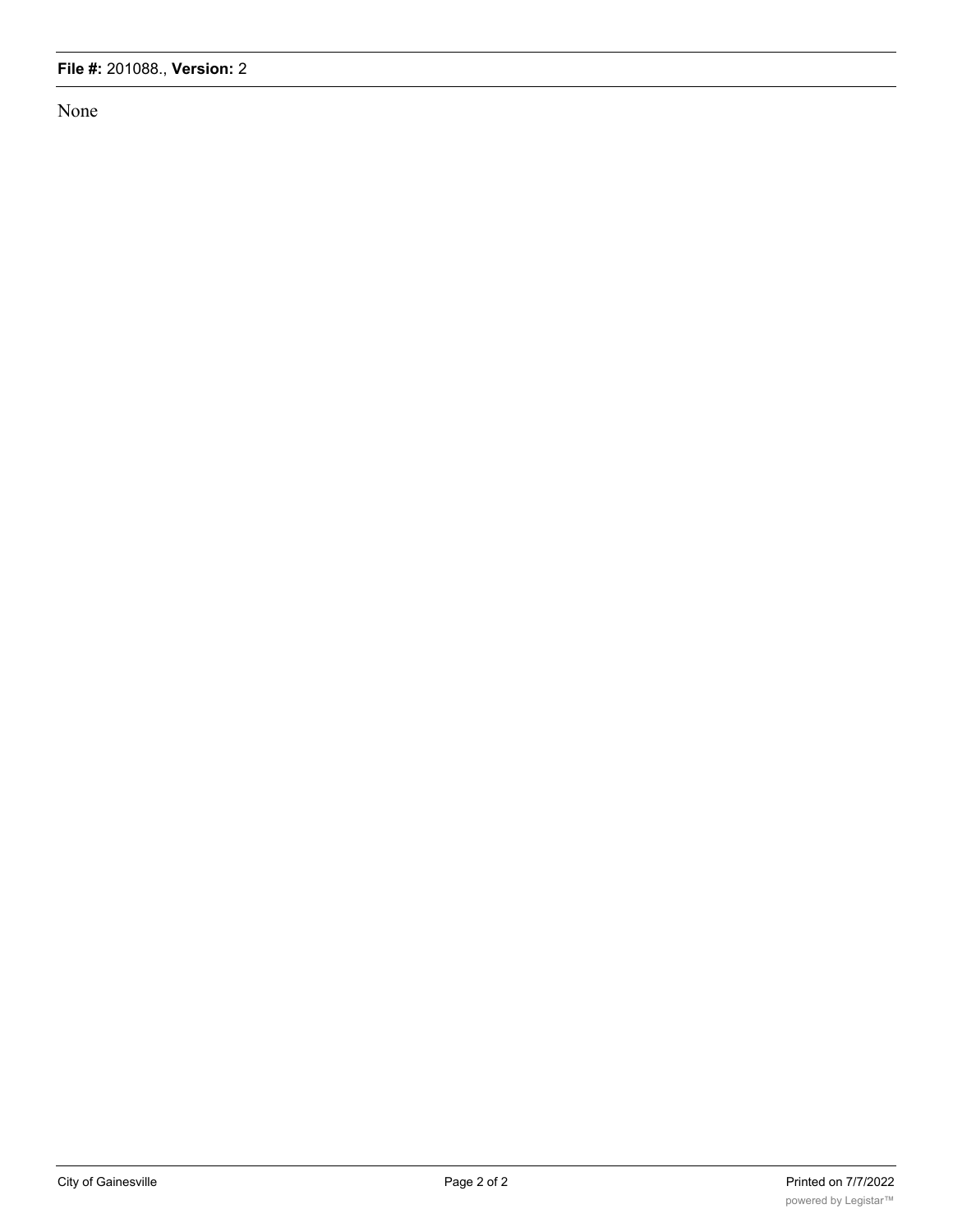**File #:** 201088., **Version:** 2

None